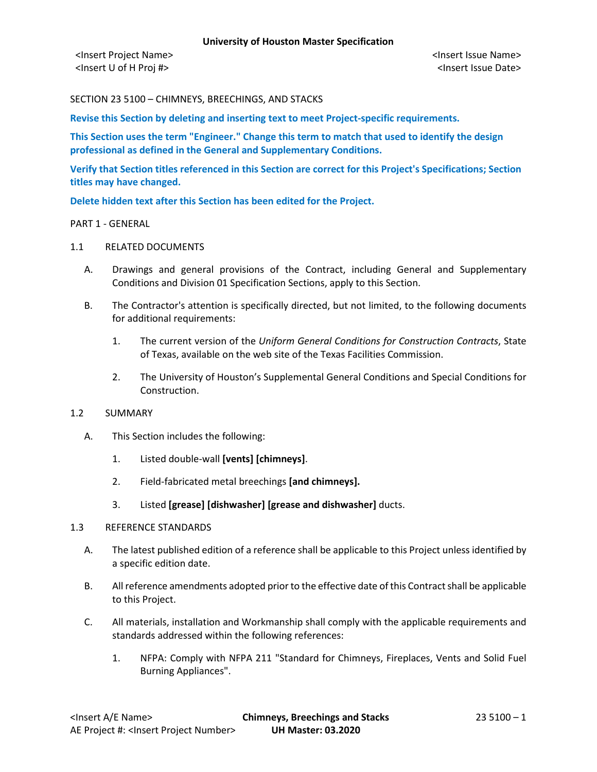<Insert Project Name> <Insert Issue Name>
<Insert U of H Proj #> <Insert Issue Date>

SECTION 23 5100 – CHIMNEYS, BREECHINGS, AND STACKS

**Revise this Section by deleting and inserting text to meet Project-specific requirements.**

**This Section uses the term "Engineer." Change this term to match that used to identify the design professional as defined in the General and Supplementary Conditions.**

**Verify that Section titles referenced in this Section are correct for this Project's Specifications; Section titles may have changed.**

**Delete hidden text after this Section has been edited for the Project.**

PART 1 - GENERAL

1.1 RELATED DOCUMENTS

A. Drawings and general provisions of the Contract, including General and Supplementary Conditions and Division 01 Specification Sections, apply to this Section.

B. The Contractor's attention is specifically directed, but not limited, to the following documents for additional requirements:

1. The current version of the *Uniform General Conditions for Construction Contracts*, State of Texas, available on the web site of the Texas Facilities Commission.

2. The University of Houston's Supplemental General Conditions and Special Conditions for Construction.

1.2 SUMMARY

A. This Section includes the following:

1. Listed double-wall **[vents] [chimneys]**.

2. Field-fabricated metal breechings **[and chimneys].**

3. Listed **[grease] [dishwasher] [grease and dishwasher]** ducts.

1.3 REFERENCE STANDARDS

A. The latest published edition of a reference shall be applicable to this Project unless identified by a specific edition date.

B. All reference amendments adopted prior to the effective date of this Contract shall be applicable to this Project.

C. All materials, installation and Workmanship shall comply with the applicable requirements and standards addressed within the following references:

1. NFPA: Comply with NFPA 211 "Standard for Chimneys, Fireplaces, Vents and Solid Fuel Burning Appliances".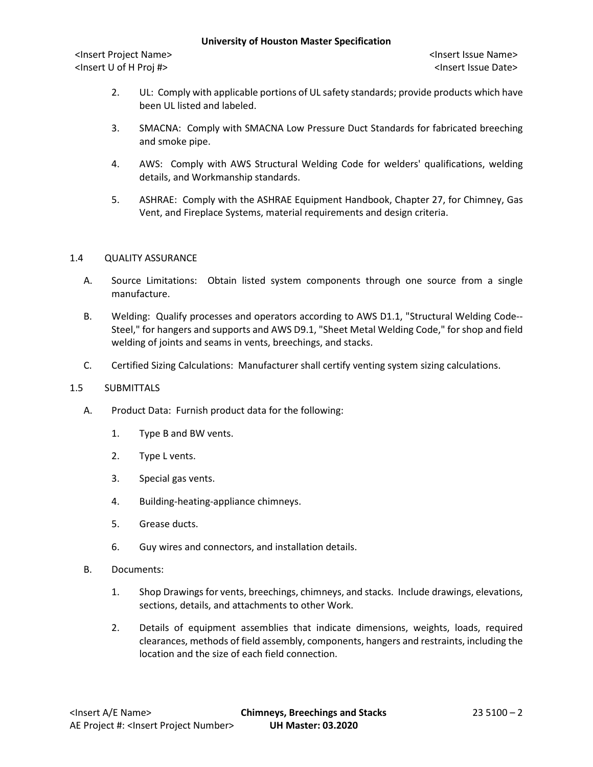2. UL: Comply with applicable portions of UL safety standards; provide products which have been UL listed and labeled.

3. SMACNA: Comply with SMACNA Low Pressure Duct Standards for fabricated breeching and smoke pipe.

4. AWS: Comply with AWS Structural Welding Code for welders' qualifications, welding details, and Workmanship standards.

5. ASHRAE: Comply with the ASHRAE Equipment Handbook, Chapter 27, for Chimney, Gas Vent, and Fireplace Systems, material requirements and design criteria.

## 1.4 QUALITY ASSURANCE

A. Source Limitations: Obtain listed system components through one source from a single manufacture.

B. Welding: Qualify processes and operators according to AWS D1.1, "Structural Welding Code--Steel," for hangers and supports and AWS D9.1, "Sheet Metal Welding Code," for shop and field welding of joints and seams in vents, breechings, and stacks.

C. Certified Sizing Calculations: Manufacturer shall certify venting system sizing calculations.

## 1.5 SUBMITTALS

A. Product Data: Furnish product data for the following:

1. Type B and BW vents.

2. Type L vents.

3. Special gas vents.

4. Building-heating-appliance chimneys.

5. Grease ducts.

6. Guy wires and connectors, and installation details.

B. Documents:

1. Shop Drawings for vents, breechings, chimneys, and stacks. Include drawings, elevations, sections, details, and attachments to other Work.

2. Details of equipment assemblies that indicate dimensions, weights, loads, required clearances, methods of field assembly, components, hangers and restraints, including the location and the size of each field connection.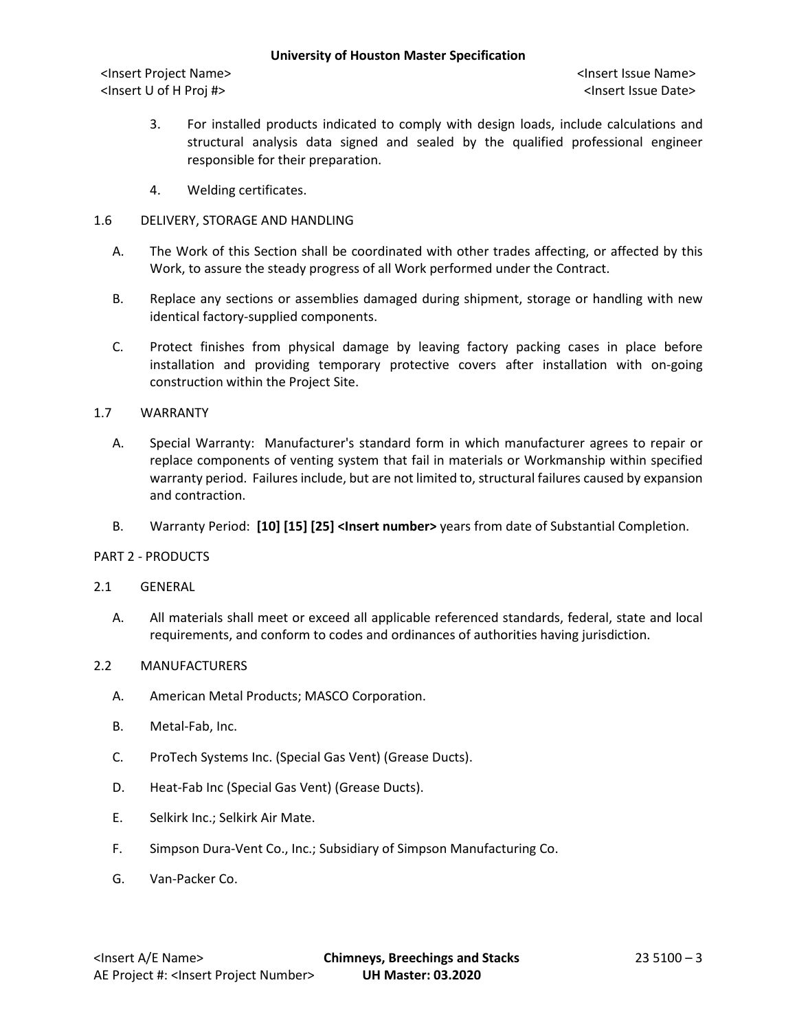3. For installed products indicated to comply with design loads, include calculations and structural analysis data signed and sealed by the qualified professional engineer responsible for their preparation.

4. Welding certificates.

## 1.6 DELIVERY, STORAGE AND HANDLING

A. The Work of this Section shall be coordinated with other trades affecting, or affected by this Work, to assure the steady progress of all Work performed under the Contract.

B. Replace any sections or assemblies damaged during shipment, storage or handling with new identical factory-supplied components.

C. Protect finishes from physical damage by leaving factory packing cases in place before installation and providing temporary protective covers after installation with on-going construction within the Project Site.

## 1.7 WARRANTY

A. Special Warranty: Manufacturer's standard form in which manufacturer agrees to repair or replace components of venting system that fail in materials or Workmanship within specified warranty period. Failures include, but are not limited to, structural failures caused by expansion and contraction.

B. Warranty Period: **[10] [15] [25] <Insert number>** years from date of Substantial Completion.

# PART 2 - PRODUCTS

## 2.1 GENERAL

A. All materials shall meet or exceed all applicable referenced standards, federal, state and local requirements, and conform to codes and ordinances of authorities having jurisdiction.

## 2.2 MANUFACTURERS

A. American Metal Products; MASCO Corporation.

B. Metal-Fab, Inc.

C. ProTech Systems Inc. (Special Gas Vent) (Grease Ducts).

D. Heat-Fab Inc (Special Gas Vent) (Grease Ducts).

E. Selkirk Inc.; Selkirk Air Mate.

F. Simpson Dura-Vent Co., Inc.; Subsidiary of Simpson Manufacturing Co.

G. Van-Packer Co.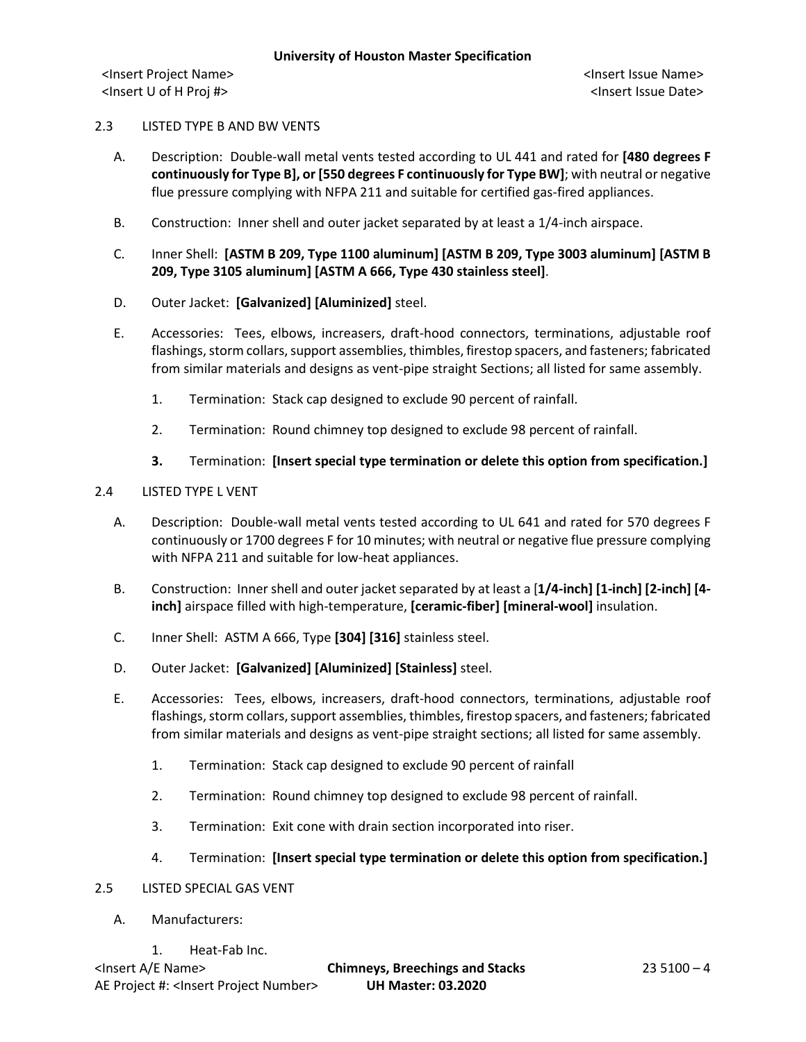2.3 LISTED TYPE B AND BW VENTS

A. Description: Double-wall metal vents tested according to UL 441 and rated for **[480 degrees F continuously for Type B], or [550 degrees F continuously for Type BW]**; with neutral or negative flue pressure complying with NFPA 211 and suitable for certified gas-fired appliances.

B. Construction: Inner shell and outer jacket separated by at least a 1/4-inch airspace.

C. Inner Shell: **[ASTM B 209, Type 1100 aluminum] [ASTM B 209, Type 3003 aluminum] [ASTM B 209, Type 3105 aluminum] [ASTM A 666, Type 430 stainless steel]**.

D. Outer Jacket: **[Galvanized] [Aluminized]** steel.

E. Accessories: Tees, elbows, increasers, draft-hood connectors, terminations, adjustable roof flashings, storm collars, support assemblies, thimbles, firestop spacers, and fasteners; fabricated from similar materials and designs as vent-pipe straight Sections; all listed for same assembly.

1. Termination: Stack cap designed to exclude 90 percent of rainfall.

2. Termination: Round chimney top designed to exclude 98 percent of rainfall.

**3.** Termination: **[Insert special type termination or delete this option from specification.]**

2.4 LISTED TYPE L VENT

A. Description: Double-wall metal vents tested according to UL 641 and rated for 570 degrees F continuously or 1700 degrees F for 10 minutes; with neutral or negative flue pressure complying with NFPA 211 and suitable for low-heat appliances.

B. Construction: Inner shell and outer jacket separated by at least a [**1/4-inch] [1-inch] [2-inch] [4-inch]** airspace filled with high-temperature, **[ceramic-fiber] [mineral-wool]** insulation.

C. Inner Shell: ASTM A 666, Type **[304] [316]** stainless steel.

D. Outer Jacket: **[Galvanized] [Aluminized] [Stainless]** steel.

E. Accessories: Tees, elbows, increasers, draft-hood connectors, terminations, adjustable roof flashings, storm collars, support assemblies, thimbles, firestop spacers, and fasteners; fabricated from similar materials and designs as vent-pipe straight sections; all listed for same assembly.

1. Termination: Stack cap designed to exclude 90 percent of rainfall

2. Termination: Round chimney top designed to exclude 98 percent of rainfall.

3. Termination: Exit cone with drain section incorporated into riser.

4. Termination: **[Insert special type termination or delete this option from specification.]**

2.5 LISTED SPECIAL GAS VENT

A. Manufacturers:

1. Heat-Fab Inc.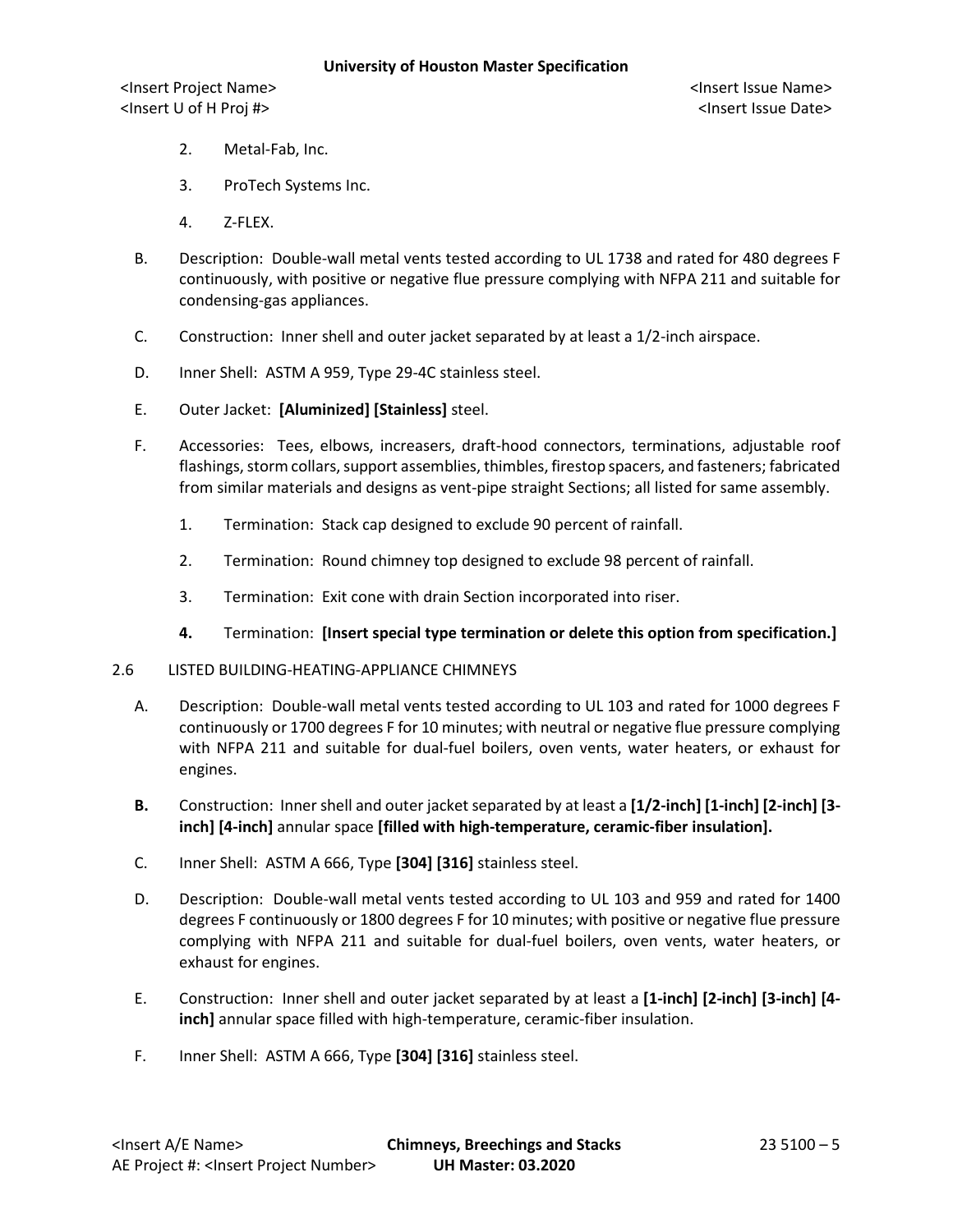2. Metal-Fab, Inc.

3. ProTech Systems Inc.

4. Z-FLEX.

B. Description: Double-wall metal vents tested according to UL 1738 and rated for 480 degrees F continuously, with positive or negative flue pressure complying with NFPA 211 and suitable for condensing-gas appliances.

C. Construction: Inner shell and outer jacket separated by at least a 1/2-inch airspace.

D. Inner Shell: ASTM A 959, Type 29-4C stainless steel.

E. Outer Jacket: **[Aluminized] [Stainless]** steel.

F. Accessories: Tees, elbows, increasers, draft-hood connectors, terminations, adjustable roof flashings, storm collars, support assemblies, thimbles, firestop spacers, and fasteners; fabricated from similar materials and designs as vent-pipe straight Sections; all listed for same assembly.

1. Termination: Stack cap designed to exclude 90 percent of rainfall.

2. Termination: Round chimney top designed to exclude 98 percent of rainfall.

3. Termination: Exit cone with drain Section incorporated into riser.

**4.** Termination: **[Insert special type termination or delete this option from specification.]**

2.6 LISTED BUILDING-HEATING-APPLIANCE CHIMNEYS

A. Description: Double-wall metal vents tested according to UL 103 and rated for 1000 degrees F continuously or 1700 degrees F for 10 minutes; with neutral or negative flue pressure complying with NFPA 211 and suitable for dual-fuel boilers, oven vents, water heaters, or exhaust for engines.

**B.** Construction: Inner shell and outer jacket separated by at least a **[1/2-inch] [1-inch] [2-inch] [3-inch] [4-inch]** annular space **[filled with high-temperature, ceramic-fiber insulation].**

C. Inner Shell: ASTM A 666, Type **[304] [316]** stainless steel.

D. Description: Double-wall metal vents tested according to UL 103 and 959 and rated for 1400 degrees F continuously or 1800 degrees F for 10 minutes; with positive or negative flue pressure complying with NFPA 211 and suitable for dual-fuel boilers, oven vents, water heaters, or exhaust for engines.

E. Construction: Inner shell and outer jacket separated by at least a **[1-inch] [2-inch] [3-inch] [4-inch]** annular space filled with high-temperature, ceramic-fiber insulation.

F. Inner Shell: ASTM A 666, Type **[304] [316]** stainless steel.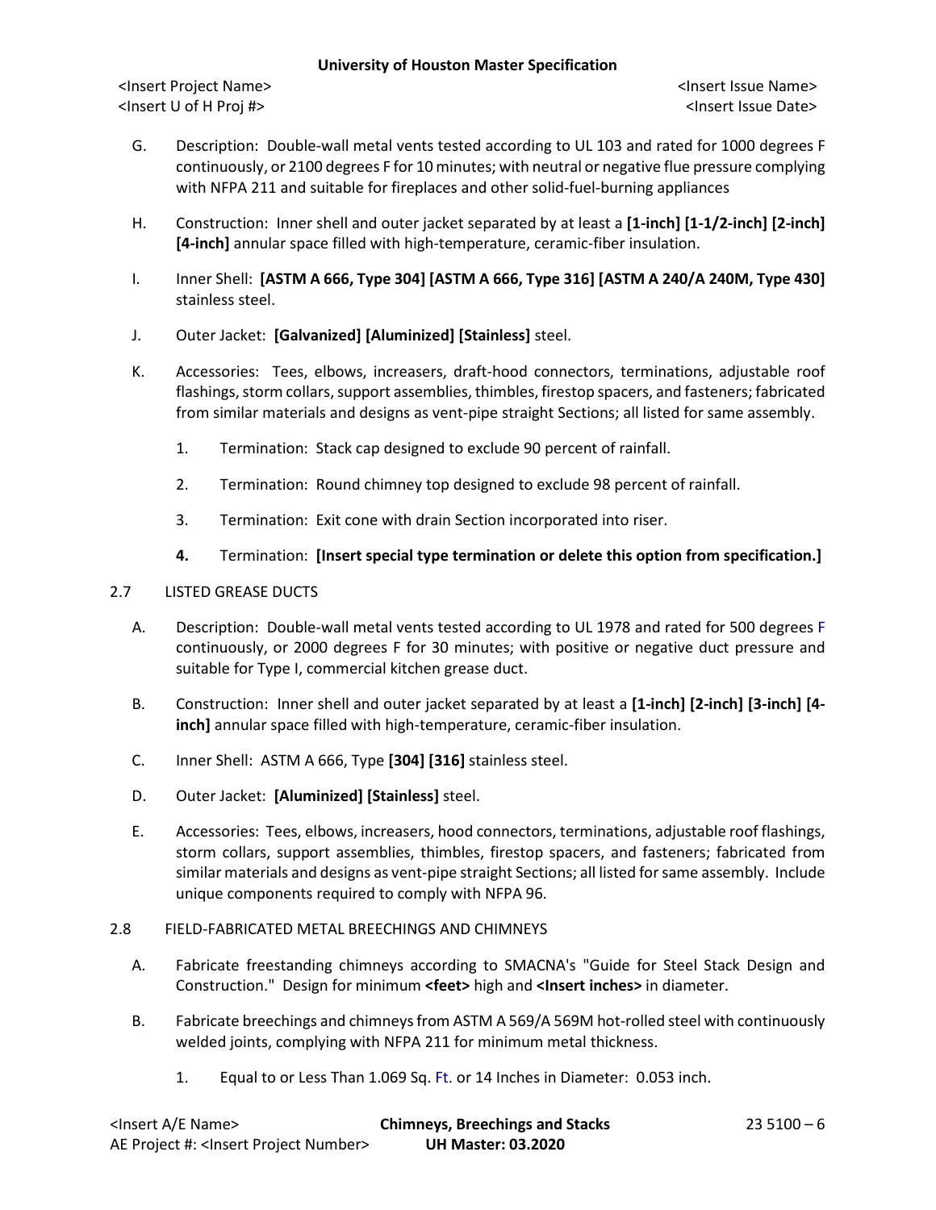G. Description: Double-wall metal vents tested according to UL 103 and rated for 1000 degrees F continuously, or 2100 degrees F for 10 minutes; with neutral or negative flue pressure complying with NFPA 211 and suitable for fireplaces and other solid-fuel-burning appliances

H. Construction: Inner shell and outer jacket separated by at least a **[1-inch] [1-1/2-inch] [2-inch] [4-inch]** annular space filled with high-temperature, ceramic-fiber insulation.

I. Inner Shell: **[ASTM A 666, Type 304] [ASTM A 666, Type 316] [ASTM A 240/A 240M, Type 430]** stainless steel.

J. Outer Jacket: **[Galvanized] [Aluminized] [Stainless]** steel.

K. Accessories: Tees, elbows, increasers, draft-hood connectors, terminations, adjustable roof flashings, storm collars, support assemblies, thimbles, firestop spacers, and fasteners; fabricated from similar materials and designs as vent-pipe straight Sections; all listed for same assembly.

1. Termination: Stack cap designed to exclude 90 percent of rainfall.
2. Termination: Round chimney top designed to exclude 98 percent of rainfall.
3. Termination: Exit cone with drain Section incorporated into riser.
4. Termination: **[Insert special type termination or delete this option from specification.]**

## 2.7 LISTED GREASE DUCTS

A. Description: Double-wall metal vents tested according to UL 1978 and rated for 500 degrees F continuously, or 2000 degrees F for 30 minutes; with positive or negative duct pressure and suitable for Type I, commercial kitchen grease duct.

B. Construction: Inner shell and outer jacket separated by at least a **[1-inch] [2-inch] [3-inch] [4-inch]** annular space filled with high-temperature, ceramic-fiber insulation.

C. Inner Shell: ASTM A 666, Type **[304] [316]** stainless steel.

D. Outer Jacket: **[Aluminized] [Stainless]** steel.

E. Accessories: Tees, elbows, increasers, hood connectors, terminations, adjustable roof flashings, storm collars, support assemblies, thimbles, firestop spacers, and fasteners; fabricated from similar materials and designs as vent-pipe straight Sections; all listed for same assembly. Include unique components required to comply with NFPA 96.

## 2.8 FIELD-FABRICATED METAL BREECHINGS AND CHIMNEYS

A. Fabricate freestanding chimneys according to SMACNA's "Guide for Steel Stack Design and Construction." Design for minimum **<feet>** high and **<Insert inches>** in diameter.

B. Fabricate breechings and chimneys from ASTM A 569/A 569M hot-rolled steel with continuously welded joints, complying with NFPA 211 for minimum metal thickness.

1. Equal to or Less Than 1.069 Sq. Ft. or 14 Inches in Diameter: 0.053 inch.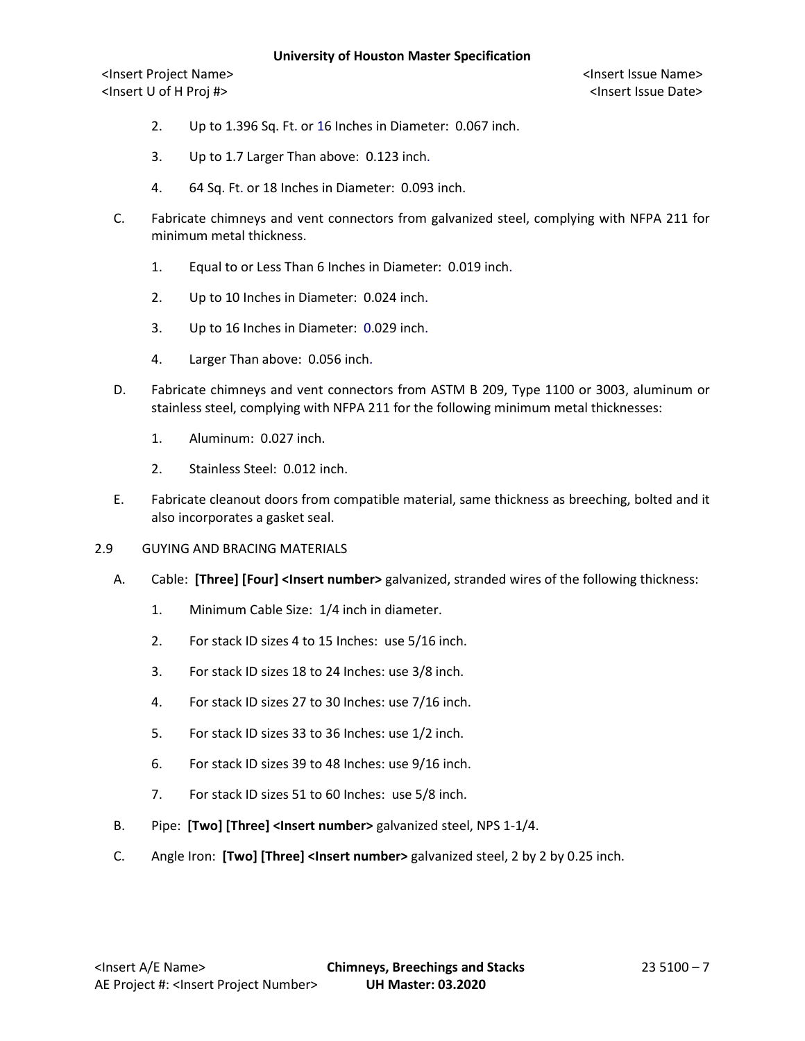2. Up to 1.396 Sq. Ft. or 16 Inches in Diameter: 0.067 inch.

3. Up to 1.7 Larger Than above: 0.123 inch.

4. 64 Sq. Ft. or 18 Inches in Diameter: 0.093 inch.

C. Fabricate chimneys and vent connectors from galvanized steel, complying with NFPA 211 for minimum metal thickness.

1. Equal to or Less Than 6 Inches in Diameter: 0.019 inch.

2. Up to 10 Inches in Diameter: 0.024 inch.

3. Up to 16 Inches in Diameter: 0.029 inch.

4. Larger Than above: 0.056 inch.

D. Fabricate chimneys and vent connectors from ASTM B 209, Type 1100 or 3003, aluminum or stainless steel, complying with NFPA 211 for the following minimum metal thicknesses:

1. Aluminum: 0.027 inch.

2. Stainless Steel: 0.012 inch.

E. Fabricate cleanout doors from compatible material, same thickness as breeching, bolted and it also incorporates a gasket seal.

2.9 GUYING AND BRACING MATERIALS

A. Cable: **[Three] [Four] <Insert number>** galvanized, stranded wires of the following thickness:

1. Minimum Cable Size: 1/4 inch in diameter.

2. For stack ID sizes 4 to 15 Inches: use 5/16 inch.

3. For stack ID sizes 18 to 24 Inches: use 3/8 inch.

4. For stack ID sizes 27 to 30 Inches: use 7/16 inch.

5. For stack ID sizes 33 to 36 Inches: use 1/2 inch.

6. For stack ID sizes 39 to 48 Inches: use 9/16 inch.

7. For stack ID sizes 51 to 60 Inches: use 5/8 inch.

B. Pipe: **[Two] [Three] <Insert number>** galvanized steel, NPS 1-1/4.

C. Angle Iron: **[Two] [Three] <Insert number>** galvanized steel, 2 by 2 by 0.25 inch.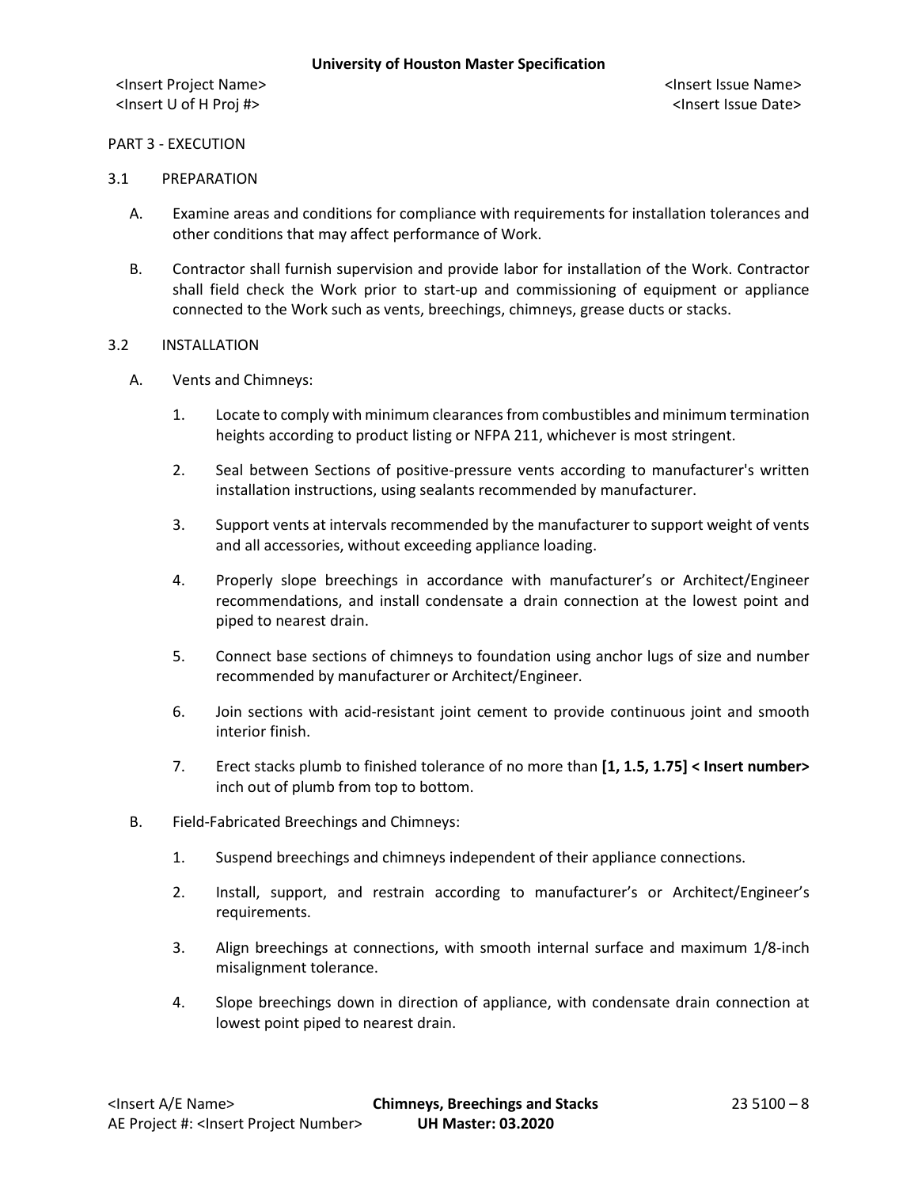PART 3 - EXECUTION

3.1 PREPARATION

A. Examine areas and conditions for compliance with requirements for installation tolerances and other conditions that may affect performance of Work.

B. Contractor shall furnish supervision and provide labor for installation of the Work. Contractor shall field check the Work prior to start-up and commissioning of equipment or appliance connected to the Work such as vents, breechings, chimneys, grease ducts or stacks.

3.2 INSTALLATION

A. Vents and Chimneys:

1. Locate to comply with minimum clearances from combustibles and minimum termination heights according to product listing or NFPA 211, whichever is most stringent.

2. Seal between Sections of positive-pressure vents according to manufacturer's written installation instructions, using sealants recommended by manufacturer.

3. Support vents at intervals recommended by the manufacturer to support weight of vents and all accessories, without exceeding appliance loading.

4. Properly slope breechings in accordance with manufacturer's or Architect/Engineer recommendations, and install condensate a drain connection at the lowest point and piped to nearest drain.

5. Connect base sections of chimneys to foundation using anchor lugs of size and number recommended by manufacturer or Architect/Engineer.

6. Join sections with acid-resistant joint cement to provide continuous joint and smooth interior finish.

7. Erect stacks plumb to finished tolerance of no more than **[1, 1.5, 1.75] < Insert number>** inch out of plumb from top to bottom.

B. Field-Fabricated Breechings and Chimneys:

1. Suspend breechings and chimneys independent of their appliance connections.

2. Install, support, and restrain according to manufacturer's or Architect/Engineer's requirements.

3. Align breechings at connections, with smooth internal surface and maximum 1/8-inch misalignment tolerance.

4. Slope breechings down in direction of appliance, with condensate drain connection at lowest point piped to nearest drain.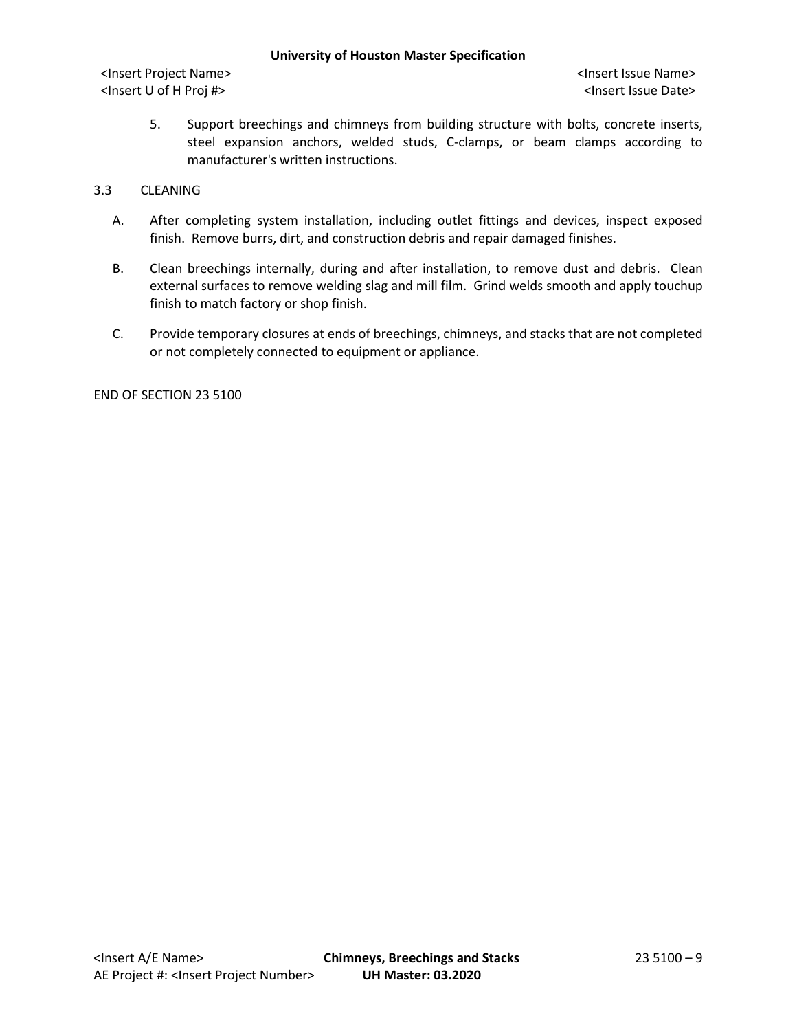5. Support breechings and chimneys from building structure with bolts, concrete inserts, steel expansion anchors, welded studs, C-clamps, or beam clamps according to manufacturer's written instructions.

3.3 CLEANING

A. After completing system installation, including outlet fittings and devices, inspect exposed finish. Remove burrs, dirt, and construction debris and repair damaged finishes.

B. Clean breechings internally, during and after installation, to remove dust and debris. Clean external surfaces to remove welding slag and mill film. Grind welds smooth and apply touchup finish to match factory or shop finish.

C. Provide temporary closures at ends of breechings, chimneys, and stacks that are not completed or not completely connected to equipment or appliance.

END OF SECTION 23 5100